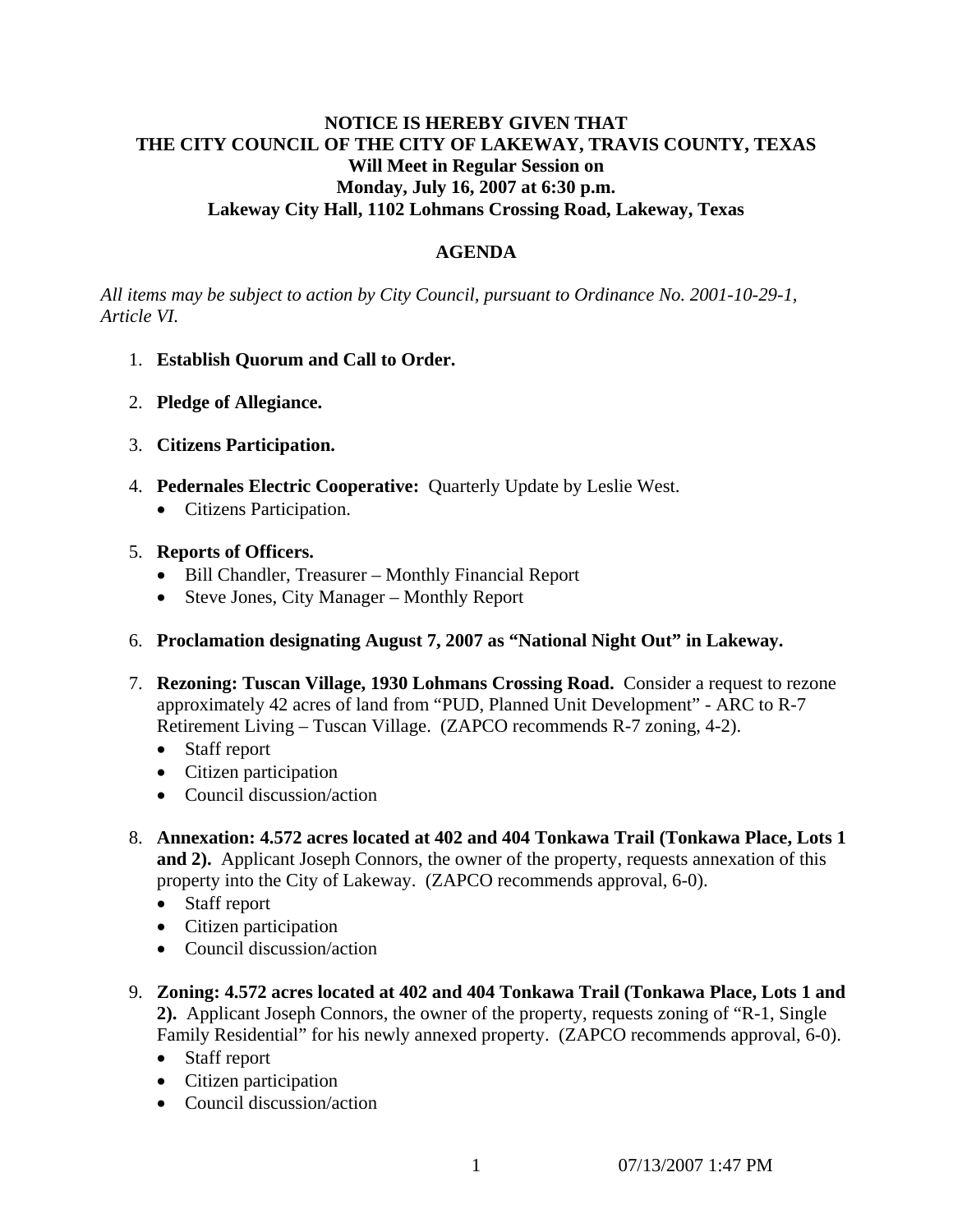**NOTICE IS HEREBY GIVEN THAT**
**THE CITY COUNCIL OF THE CITY OF LAKEWAY, TRAVIS COUNTY, TEXAS**
**Will Meet in Regular Session on**
**Monday, July 16, 2007 at 6:30 p.m.**
**Lakeway City Hall, 1102 Lohmans Crossing Road, Lakeway, Texas**

## AGENDA

*All items may be subject to action by City Council, pursuant to Ordinance No. 2001-10-29-1, Article VI.*

1. **Establish Quorum and Call to Order.**

2. **Pledge of Allegiance.**

3. **Citizens Participation.**

4. **Pedernales Electric Cooperative:** Quarterly Update by Leslie West.
   - Citizens Participation.

5. **Reports of Officers.**
   - Bill Chandler, Treasurer – Monthly Financial Report
   - Steve Jones, City Manager – Monthly Report

6. **Proclamation designating August 7, 2007 as "National Night Out" in Lakeway.**

7. **Rezoning: Tuscan Village, 1930 Lohmans Crossing Road.** Consider a request to rezone approximately 42 acres of land from "PUD, Planned Unit Development" - ARC to R-7 Retirement Living – Tuscan Village. (ZAPCO recommends R-7 zoning, 4-2).
   - Staff report
   - Citizen participation
   - Council discussion/action

8. **Annexation: 4.572 acres located at 402 and 404 Tonkawa Trail (Tonkawa Place, Lots 1 and 2).** Applicant Joseph Connors, the owner of the property, requests annexation of this property into the City of Lakeway. (ZAPCO recommends approval, 6-0).
   - Staff report
   - Citizen participation
   - Council discussion/action

9. **Zoning: 4.572 acres located at 402 and 404 Tonkawa Trail (Tonkawa Place, Lots 1 and 2).** Applicant Joseph Connors, the owner of the property, requests zoning of "R-1, Single Family Residential" for his newly annexed property. (ZAPCO recommends approval, 6-0).
   - Staff report
   - Citizen participation
   - Council discussion/action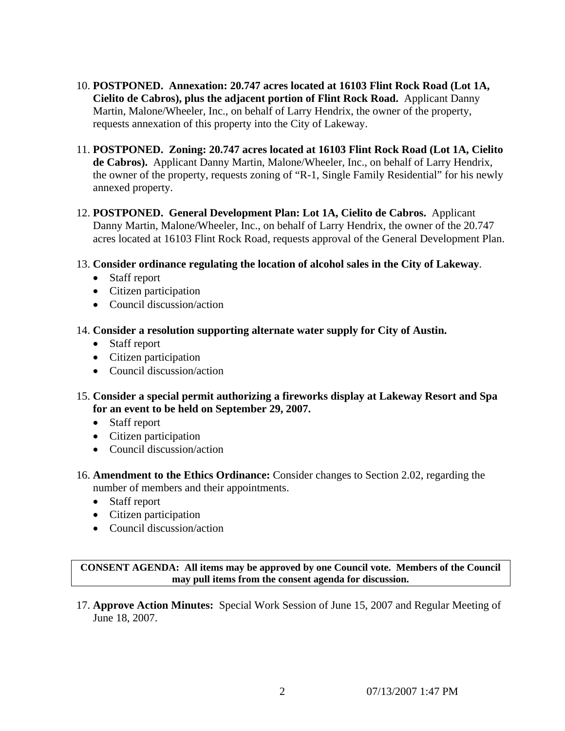10. **POSTPONED. Annexation: 20.747 acres located at 16103 Flint Rock Road (Lot 1A, Cielito de Cabros), plus the adjacent portion of Flint Rock Road.** Applicant Danny Martin, Malone/Wheeler, Inc., on behalf of Larry Hendrix, the owner of the property, requests annexation of this property into the City of Lakeway.

11. **POSTPONED. Zoning: 20.747 acres located at 16103 Flint Rock Road (Lot 1A, Cielito de Cabros).** Applicant Danny Martin, Malone/Wheeler, Inc., on behalf of Larry Hendrix, the owner of the property, requests zoning of "R-1, Single Family Residential" for his newly annexed property.

12. **POSTPONED. General Development Plan: Lot 1A, Cielito de Cabros.** Applicant Danny Martin, Malone/Wheeler, Inc., on behalf of Larry Hendrix, the owner of the 20.747 acres located at 16103 Flint Rock Road, requests approval of the General Development Plan.

13. **Consider ordinance regulating the location of alcohol sales in the City of Lakeway**.
    - Staff report
    - Citizen participation
    - Council discussion/action

14. **Consider a resolution supporting alternate water supply for City of Austin.**
    - Staff report
    - Citizen participation
    - Council discussion/action

15. **Consider a special permit authorizing a fireworks display at Lakeway Resort and Spa for an event to be held on September 29, 2007.**
    - Staff report
    - Citizen participation
    - Council discussion/action

16. **Amendment to the Ethics Ordinance:** Consider changes to Section 2.02, regarding the number of members and their appointments.
    - Staff report
    - Citizen participation
    - Council discussion/action

**CONSENT AGENDA: All items may be approved by one Council vote. Members of the Council may pull items from the consent agenda for discussion.**

17. **Approve Action Minutes:** Special Work Session of June 15, 2007 and Regular Meeting of June 18, 2007.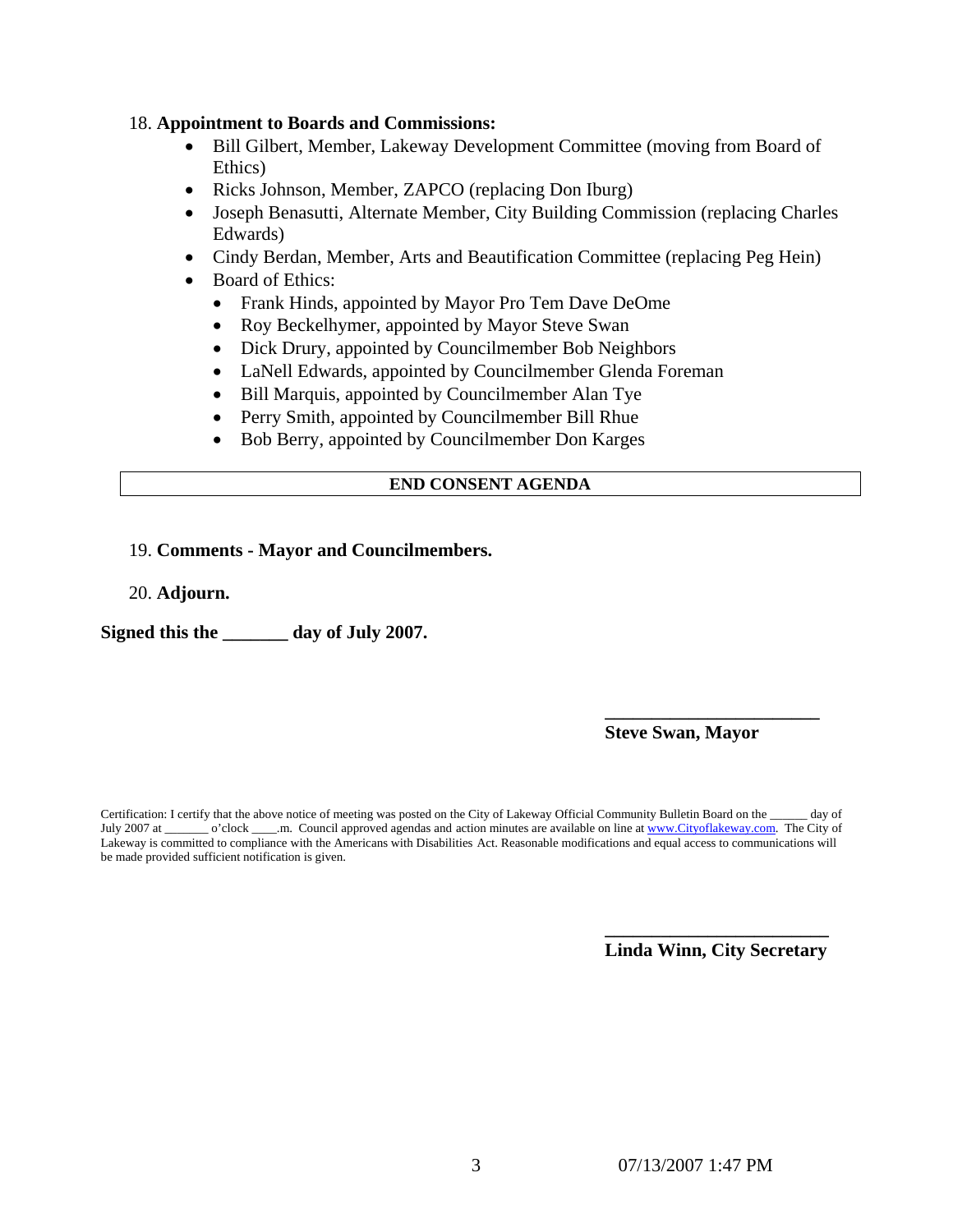18. **Appointment to Boards and Commissions:**
    - Bill Gilbert, Member, Lakeway Development Committee (moving from Board of Ethics)
    - Ricks Johnson, Member, ZAPCO (replacing Don Iburg)
    - Joseph Benasutti, Alternate Member, City Building Commission (replacing Charles Edwards)
    - Cindy Berdan, Member, Arts and Beautification Committee (replacing Peg Hein)
    - Board of Ethics:
        - Frank Hinds, appointed by Mayor Pro Tem Dave DeOme
        - Roy Beckelhymer, appointed by Mayor Steve Swan
        - Dick Drury, appointed by Councilmember Bob Neighbors
        - LaNell Edwards, appointed by Councilmember Glenda Foreman
        - Bill Marquis, appointed by Councilmember Alan Tye
        - Perry Smith, appointed by Councilmember Bill Rhue
        - Bob Berry, appointed by Councilmember Don Karges

**END CONSENT AGENDA**

19. **Comments - Mayor and Councilmembers.**

20. **Adjourn.**

**Signed this the _______ day of July 2007.**

_______________________

**Steve Swan, Mayor**

Certification: I certify that the above notice of meeting was posted on the City of Lakeway Official Community Bulletin Board on the ______ day of July 2007 at _______ o'clock ____.m. Council approved agendas and action minutes are available on line at www.Cityoflakeway.com. The City of Lakeway is committed to compliance with the Americans with Disabilities Act. Reasonable modifications and equal access to communications will be made provided sufficient notification is given.

_______________________

**Linda Winn, City Secretary**

07/13/2007 1:47 PM